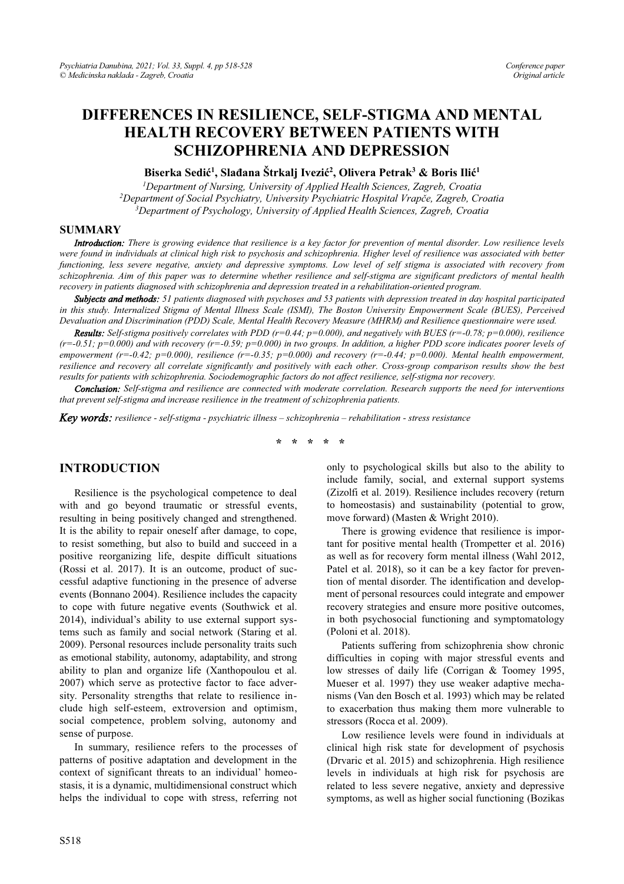# DIFFERENCES IN RESILIENCE, SELF-STIGMA AND MENTAL HEALTH RECOVERY BETWEEN PATIENTS WITH SCHIZOPHRENIA AND DEPRESSION

**Biserka Sedić[1], Slađana Štrkalj Ivezić[2], Olivera Petrak[3] & Boris Ilić[1]**

[1]*Department of Nursing, University of Applied Health Sciences, Zagreb, Croatia*
[2]*Department of Social Psychiatry, University Psychiatric Hospital Vrapče, Zagreb, Croatia*
[3]*Department of Psychology, University of Applied Health Sciences, Zagreb, Croatia*

## SUMMARY

***Introduction:*** *There is growing evidence that resilience is a key factor for prevention of mental disorder. Low resilience levels were found in individuals at clinical high risk to psychosis and schizophrenia. Higher level of resilience was associated with better functioning, less severe negative, anxiety and depressive symptoms. Low level of self stigma is associated with recovery from schizophrenia. Aim of this paper was to determine whether resilience and self-stigma are significant predictors of mental health recovery in patients diagnosed with schizophrenia and depression treated in a rehabilitation-oriented program.*

***Subjects and methods:*** *51 patients diagnosed with psychoses and 53 patients with depression treated in day hospital participated in this study. Internalized Stigma of Mental Illness Scale (ISMI), The Boston University Empowerment Scale (BUES), Perceived Devaluation and Discrimination (PDD) Scale, Mental Health Recovery Measure (MHRM) and Resilience questionnaire were used.*

***Results:*** *Self-stigma positively correlates with PDD (r=0.44; p=0.000), and negatively with BUES (r=-0.78; p=0.000), resilience (r=-0.51; p=0.000) and with recovery (r=-0.59; p=0.000) in two groups. In addition, a higher PDD score indicates poorer levels of empowerment (r=-0.42; p=0.000), resilience (r=-0.35; p=0.000) and recovery (r=-0.44; p=0.000). Mental health empowerment, resilience and recovery all correlate significantly and positively with each other. Cross-group comparison results show the best results for patients with schizophrenia. Sociodemographic factors do not affect resilience, self-stigma nor recovery.*

***Conclusion:*** *Self-stigma and resilience are connected with moderate correlation. Research supports the need for interventions that prevent self-stigma and increase resilience in the treatment of schizophrenia patients.*

***Key words:*** *resilience - self-stigma - psychiatric illness – schizophrenia – rehabilitation - stress resistance*

\* \* \* \* \*

## INTRODUCTION

Resilience is the psychological competence to deal with and go beyond traumatic or stressful events, resulting in being positively changed and strengthened. It is the ability to repair oneself after damage, to cope, to resist something, but also to build and succeed in a positive reorganizing life, despite difficult situations (Rossi et al. 2017). It is an outcome, product of successful adaptive functioning in the presence of adverse events (Bonnano 2004). Resilience includes the capacity to cope with future negative events (Southwick et al. 2014), individual's ability to use external support systems such as family and social network (Staring et al. 2009). Personal resources include personality traits such as emotional stability, autonomy, adaptability, and strong ability to plan and organize life (Xanthopoulou et al. 2007) which serve as protective factor to face adversity. Personality strengths that relate to resilience include high self-esteem, extroversion and optimism, social competence, problem solving, autonomy and sense of purpose.

In summary, resilience refers to the processes of patterns of positive adaptation and development in the context of significant threats to an individual' homeostasis, it is a dynamic, multidimensional construct which helps the individual to cope with stress, referring not only to psychological skills but also to the ability to include family, social, and external support systems (Zizolfi et al. 2019). Resilience includes recovery (return to homeostasis) and sustainability (potential to grow, move forward) (Masten & Wright 2010).

There is growing evidence that resilience is important for positive mental health (Trompetter et al. 2016) as well as for recovery form mental illness (Wahl 2012, Patel et al. 2018), so it can be a key factor for prevention of mental disorder. The identification and development of personal resources could integrate and empower recovery strategies and ensure more positive outcomes, in both psychosocial functioning and symptomatology (Poloni et al. 2018).

Patients suffering from schizophrenia show chronic difficulties in coping with major stressful events and low stresses of daily life (Corrigan & Toomey 1995, Mueser et al. 1997) they use weaker adaptive mechanisms (Van den Bosch et al. 1993) which may be related to exacerbation thus making them more vulnerable to stressors (Rocca et al. 2009).

Low resilience levels were found in individuals at clinical high risk state for development of psychosis (Drvaric et al. 2015) and schizophrenia. High resilience levels in individuals at high risk for psychosis are related to less severe negative, anxiety and depressive symptoms, as well as higher social functioning (Bozikas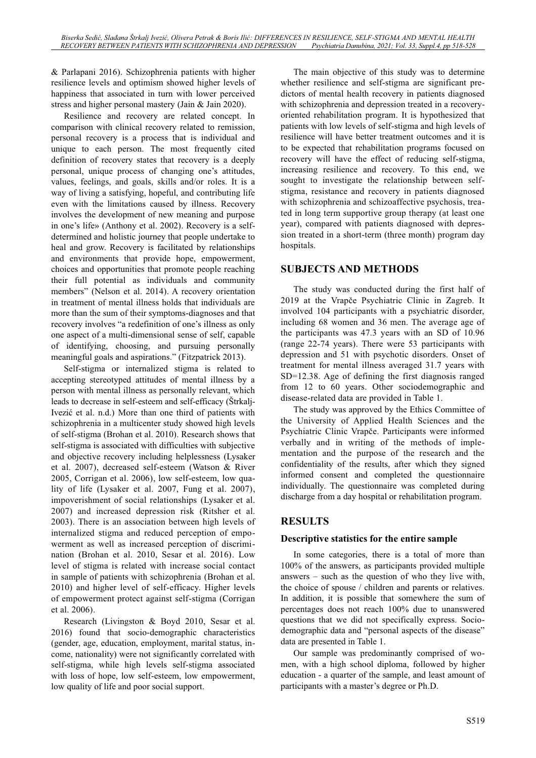& Parlapani 2016). Schizophrenia patients with higher resilience levels and optimism showed higher levels of happiness that associated in turn with lower perceived stress and higher personal mastery (Jain & Jain 2020).

Resilience and recovery are related concept. In comparison with clinical recovery related to remission, personal recovery is a process that is individual and unique to each person. The most frequently cited definition of recovery states that recovery is a deeply personal, unique process of changing one's attitudes, values, feelings, and goals, skills and/or roles. It is a way of living a satisfying, hopeful, and contributing life even with the limitations caused by illness. Recovery involves the development of new meaning and purpose in one's life» (Anthony et al. 2002). Recovery is a self-determined and holistic journey that people undertake to heal and grow. Recovery is facilitated by relationships and environments that provide hope, empowerment, choices and opportunities that promote people reaching their full potential as individuals and community members" (Nelson et al. 2014). A recovery orientation in treatment of mental illness holds that individuals are more than the sum of their symptoms-diagnoses and that recovery involves "a redefinition of one's illness as only one aspect of a multi-dimensional sense of self, capable of identifying, choosing, and pursuing personally meaningful goals and aspirations." (Fitzpatrick 2013).

Self-stigma or internalized stigma is related to accepting stereotyped attitudes of mental illness by a person with mental illness as personally relevant, which leads to decrease in self-esteem and self-efficacy (Štrkalj-Ivezić et al. n.d.) More than one third of patients with schizophrenia in a multicenter study showed high levels of self-stigma (Brohan et al. 2010). Research shows that self-stigma is associated with difficulties with subjective and objective recovery including helplessness (Lysaker et al. 2007), decreased self-esteem (Watson & River 2005, Corrigan et al. 2006), low self-esteem, low quality of life (Lysaker et al. 2007, Fung et al. 2007), impoverishment of social relationships (Lysaker et al. 2007) and increased depression risk (Ritsher et al. 2003). There is an association between high levels of internalized stigma and reduced perception of empowerment as well as increased perception of discrimination (Brohan et al. 2010, Sesar et al. 2016). Low level of stigma is related with increase social contact in sample of patients with schizophrenia (Brohan et al. 2010) and higher level of self-efficacy. Higher levels of empowerment protect against self-stigma (Corrigan et al. 2006).

Research (Livingston & Boyd 2010, Sesar et al. 2016) found that socio-demographic characteristics (gender, age, education, employment, marital status, income, nationality) were not significantly correlated with self-stigma, while high levels self-stigma associated with loss of hope, low self-esteem, low empowerment, low quality of life and poor social support.

The main objective of this study was to determine whether resilience and self-stigma are significant predictors of mental health recovery in patients diagnosed with schizophrenia and depression treated in a recovery-oriented rehabilitation program. It is hypothesized that patients with low levels of self-stigma and high levels of resilience will have better treatment outcomes and it is to be expected that rehabilitation programs focused on recovery will have the effect of reducing self-stigma, increasing resilience and recovery. To this end, we sought to investigate the relationship between self-stigma, resistance and recovery in patients diagnosed with schizophrenia and schizoaffective psychosis, treated in long term supportive group therapy (at least one year), compared with patients diagnosed with depression treated in a short-term (three month) program day hospitals.

## SUBJECTS AND METHODS

The study was conducted during the first half of 2019 at the Vrapče Psychiatric Clinic in Zagreb. It involved 104 participants with a psychiatric disorder, including 68 women and 36 men. The average age of the participants was 47.3 years with an SD of 10.96 (range 22-74 years). There were 53 participants with depression and 51 with psychotic disorders. Onset of treatment for mental illness averaged 31.7 years with SD=12.38. Age of defining the first diagnosis ranged from 12 to 60 years. Other sociodemographic and disease-related data are provided in Table 1.

The study was approved by the Ethics Committee of the University of Applied Health Sciences and the Psychiatric Clinic Vrapče. Participants were informed verbally and in writing of the methods of implementation and the purpose of the research and the confidentiality of the results, after which they signed informed consent and completed the questionnaire individually. The questionnaire was completed during discharge from a day hospital or rehabilitation program.

## RESULTS

### Descriptive statistics for the entire sample

In some categories, there is a total of more than 100% of the answers, as participants provided multiple answers – such as the question of who they live with, the choice of spouse / children and parents or relatives. In addition, it is possible that somewhere the sum of percentages does not reach 100% due to unanswered questions that we did not specifically express. Sociodemographic data and "personal aspects of the disease" data are presented in Table 1.

Our sample was predominantly comprised of women, with a high school diploma, followed by higher education - a quarter of the sample, and least amount of participants with a master's degree or Ph.D.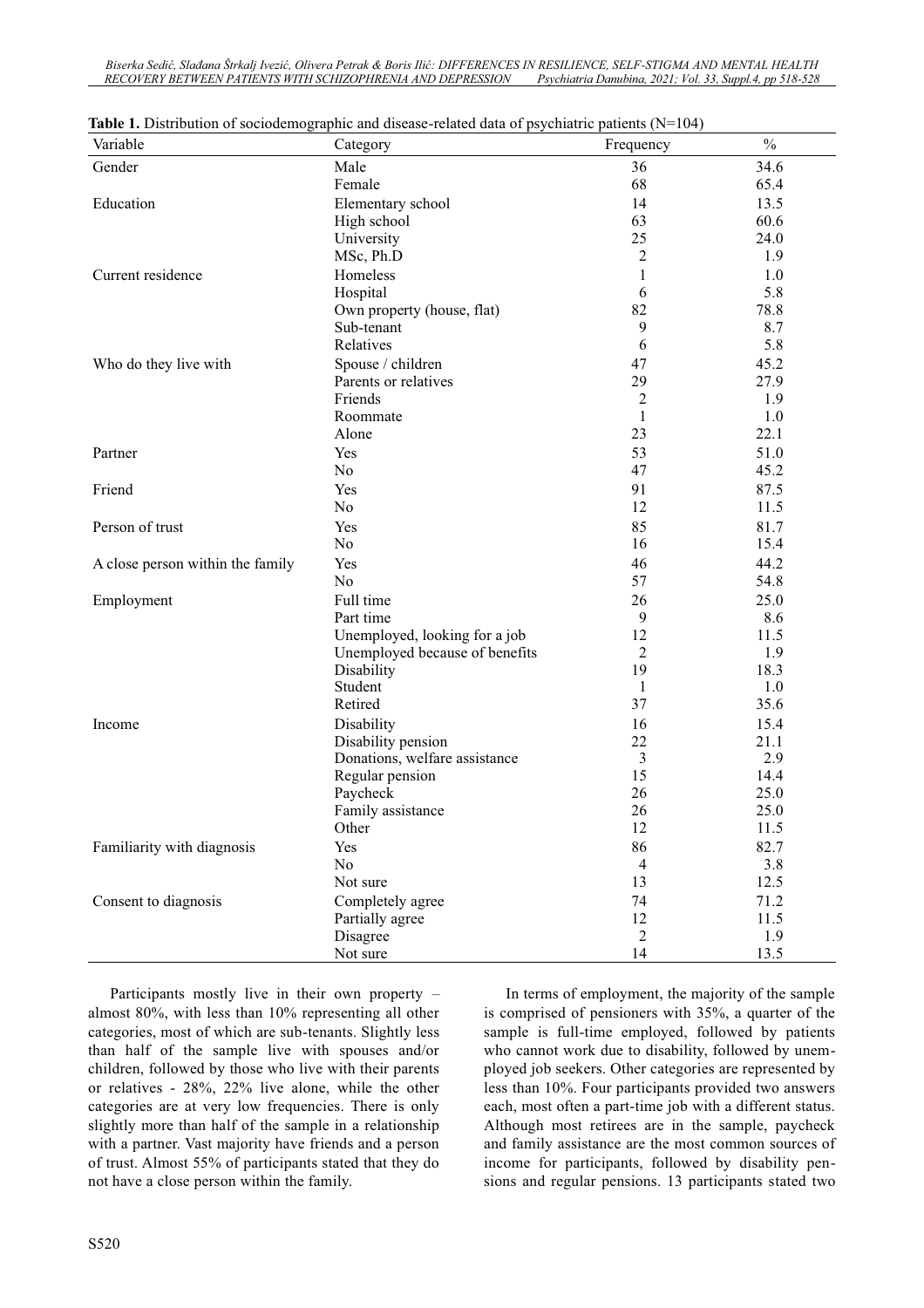**Table 1.** Distribution of sociodemographic and disease-related data of psychiatric patients (N=104)

| Variable | Category | Frequency | % |
|---|---|---|---|
| Gender | Male | 36 | 34.6 |
| | Female | 68 | 65.4 |
| Education | Elementary school | 14 | 13.5 |
| | High school | 63 | 60.6 |
| | University | 25 | 24.0 |
| | MSc, Ph.D | 2 | 1.9 |
| Current residence | Homeless | 1 | 1.0 |
| | Hospital | 6 | 5.8 |
| | Own property (house, flat) | 82 | 78.8 |
| | Sub-tenant | 9 | 8.7 |
| | Relatives | 6 | 5.8 |
| Who do they live with | Spouse / children | 47 | 45.2 |
| | Parents or relatives | 29 | 27.9 |
| | Friends | 2 | 1.9 |
| | Roommate | 1 | 1.0 |
| | Alone | 23 | 22.1 |
| Partner | Yes | 53 | 51.0 |
| | No | 47 | 45.2 |
| Friend | Yes | 91 | 87.5 |
| | No | 12 | 11.5 |
| Person of trust | Yes | 85 | 81.7 |
| | No | 16 | 15.4 |
| A close person within the family | Yes | 46 | 44.2 |
| | No | 57 | 54.8 |
| Employment | Full time | 26 | 25.0 |
| | Part time | 9 | 8.6 |
| | Unemployed, looking for a job | 12 | 11.5 |
| | Unemployed because of benefits | 2 | 1.9 |
| | Disability | 19 | 18.3 |
| | Student | 1 | 1.0 |
| | Retired | 37 | 35.6 |
| Income | Disability | 16 | 15.4 |
| | Disability pension | 22 | 21.1 |
| | Donations, welfare assistance | 3 | 2.9 |
| | Regular pension | 15 | 14.4 |
| | Paycheck | 26 | 25.0 |
| | Family assistance | 26 | 25.0 |
| | Other | 12 | 11.5 |
| Familiarity with diagnosis | Yes | 86 | 82.7 |
| | No | 4 | 3.8 |
| | Not sure | 13 | 12.5 |
| Consent to diagnosis | Completely agree | 74 | 71.2 |
| | Partially agree | 12 | 11.5 |
| | Disagree | 2 | 1.9 |
| | Not sure | 14 | 13.5 |

Participants mostly live in their own property – almost 80%, with less than 10% representing all other categories, most of which are sub-tenants. Slightly less than half of the sample live with spouses and/or children, followed by those who live with their parents or relatives - 28%, 22% live alone, while the other categories are at very low frequencies. There is only slightly more than half of the sample in a relationship with a partner. Vast majority have friends and a person of trust. Almost 55% of participants stated that they do not have a close person within the family.

In terms of employment, the majority of the sample is comprised of pensioners with 35%, a quarter of the sample is full-time employed, followed by patients who cannot work due to disability, followed by unemployed job seekers. Other categories are represented by less than 10%. Four participants provided two answers each, most often a part-time job with a different status. Although most retirees are in the sample, paycheck and family assistance are the most common sources of income for participants, followed by disability pensions and regular pensions. 13 participants stated two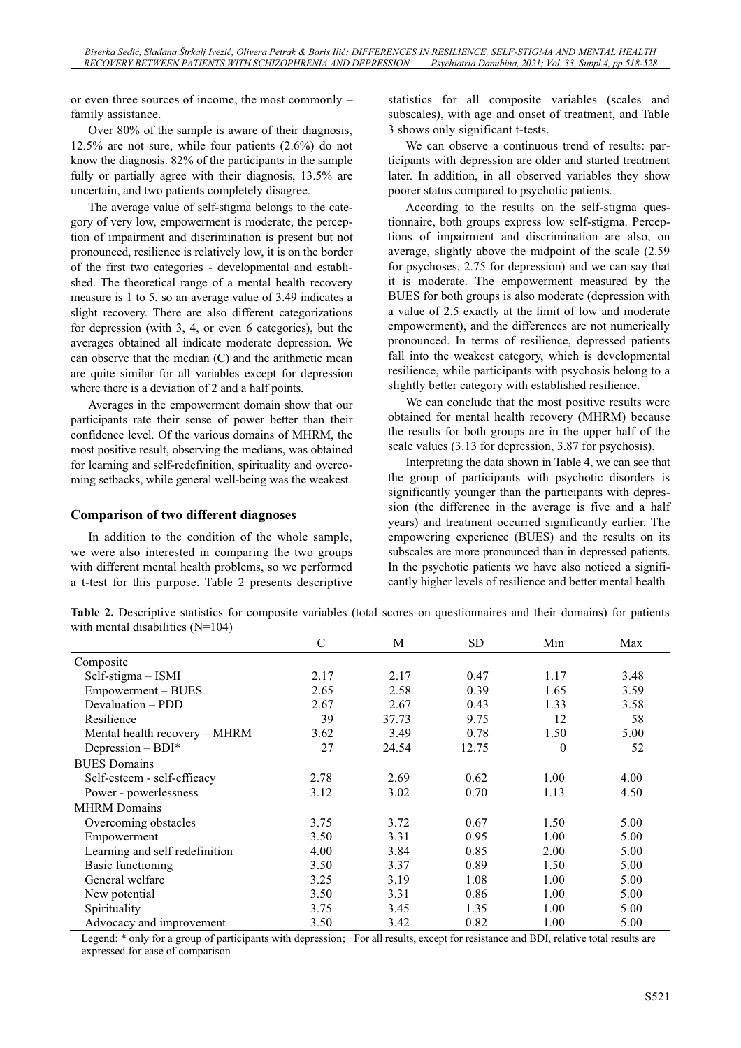or even three sources of income, the most commonly – family assistance.

Over 80% of the sample is aware of their diagnosis, 12.5% are not sure, while four patients (2.6%) do not know the diagnosis. 82% of the participants in the sample fully or partially agree with their diagnosis, 13.5% are uncertain, and two patients completely disagree.

The average value of self-stigma belongs to the category of very low, empowerment is moderate, the perception of impairment and discrimination is present but not pronounced, resilience is relatively low, it is on the border of the first two categories - developmental and established. The theoretical range of a mental health recovery measure is 1 to 5, so an average value of 3.49 indicates a slight recovery. There are also different categorizations for depression (with 3, 4, or even 6 categories), but the averages obtained all indicate moderate depression. We can observe that the median (C) and the arithmetic mean are quite similar for all variables except for depression where there is a deviation of 2 and a half points.

Averages in the empowerment domain show that our participants rate their sense of power better than their confidence level. Of the various domains of MHRM, the most positive result, observing the medians, was obtained for learning and self-redefinition, spirituality and overcoming setbacks, while general well-being was the weakest.

## Comparison of two different diagnoses

In addition to the condition of the whole sample, we were also interested in comparing the two groups with different mental health problems, so we performed a t-test for this purpose. Table 2 presents descriptive statistics for all composite variables (scales and subscales), with age and onset of treatment, and Table 3 shows only significant t-tests.

We can observe a continuous trend of results: participants with depression are older and started treatment later. In addition, in all observed variables they show poorer status compared to psychotic patients.

According to the results on the self-stigma questionnaire, both groups express low self-stigma. Perceptions of impairment and discrimination are also, on average, slightly above the midpoint of the scale (2.59 for psychoses, 2.75 for depression) and we can say that it is moderate. The empowerment measured by the BUES for both groups is also moderate (depression with a value of 2.5 exactly at the limit of low and moderate empowerment), and the differences are not numerically pronounced. In terms of resilience, depressed patients fall into the weakest category, which is developmental resilience, while participants with psychosis belong to a slightly better category with established resilience.

We can conclude that the most positive results were obtained for mental health recovery (MHRM) because the results for both groups are in the upper half of the scale values (3.13 for depression, 3.87 for psychosis).

Interpreting the data shown in Table 4, we can see that the group of participants with psychotic disorders is significantly younger than the participants with depression (the difference in the average is five and a half years) and treatment occurred significantly earlier. The empowering experience (BUES) and the results on its subscales are more pronounced than in depressed patients. In the psychotic patients we have also noticed a significantly higher levels of resilience and better mental health

**Table 2.** Descriptive statistics for composite variables (total scores on questionnaires and their domains) for patients with mental disabilities (N=104)

| | C | M | SD | Min | Max |
|---|---|---|---|---|---|
| Composite | | | | | |
| Self-stigma – ISMI | 2.17 | 2.17 | 0.47 | 1.17 | 3.48 |
| Empowerment – BUES | 2.65 | 2.58 | 0.39 | 1.65 | 3.59 |
| Devaluation – PDD | 2.67 | 2.67 | 0.43 | 1.33 | 3.58 |
| Resilience | 39 | 37.73 | 9.75 | 12 | 58 |
| Mental health recovery – MHRM | 3.62 | 3.49 | 0.78 | 1.50 | 5.00 |
| Depression – BDI* | 27 | 24.54 | 12.75 | 0 | 52 |
| BUES Domains | | | | | |
| Self-esteem - self-efficacy | 2.78 | 2.69 | 0.62 | 1.00 | 4.00 |
| Power - powerlessness | 3.12 | 3.02 | 0.70 | 1.13 | 4.50 |
| MHRM Domains | | | | | |
| Overcoming obstacles | 3.75 | 3.72 | 0.67 | 1.50 | 5.00 |
| Empowerment | 3.50 | 3.31 | 0.95 | 1.00 | 5.00 |
| Learning and self redefinition | 4.00 | 3.84 | 0.85 | 2.00 | 5.00 |
| Basic functioning | 3.50 | 3.37 | 0.89 | 1.50 | 5.00 |
| General welfare | 3.25 | 3.19 | 1.08 | 1.00 | 5.00 |
| New potential | 3.50 | 3.31 | 0.86 | 1.00 | 5.00 |
| Spirituality | 3.75 | 3.45 | 1.35 | 1.00 | 5.00 |
| Advocacy and improvement | 3.50 | 3.42 | 0.82 | 1.00 | 5.00 |

Legend: * only for a group of participants with depression; For all results, except for resistance and BDI, relative total results are expressed for ease of comparison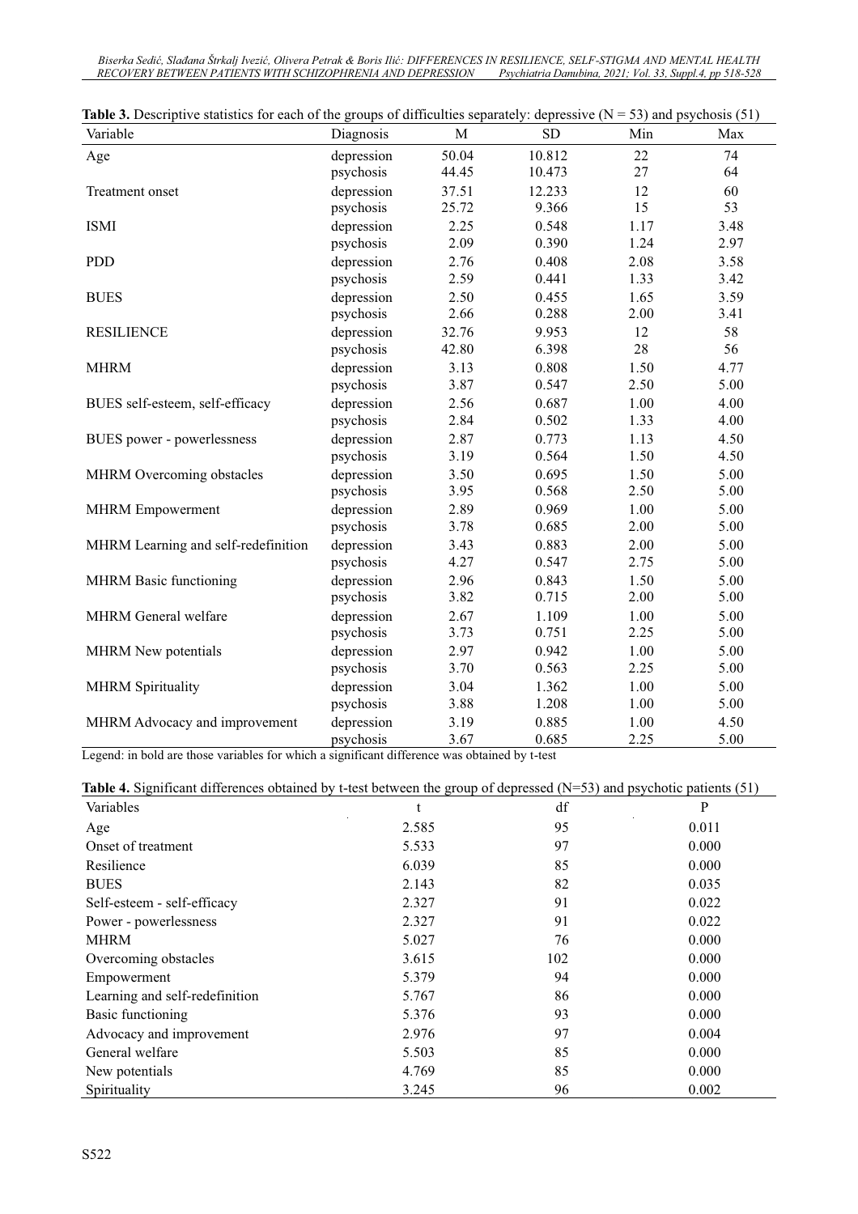**Table 3.** Descriptive statistics for each of the groups of difficulties separately: depressive (N = 53) and psychosis (51)

| Variable | Diagnosis | M | SD | Min | Max |
|---|---|---|---|---|---|
| Age | depression | 50.04 | 10.812 | 22 | 74 |
| | psychosis | 44.45 | 10.473 | 27 | 64 |
| Treatment onset | depression | 37.51 | 12.233 | 12 | 60 |
| | psychosis | 25.72 | 9.366 | 15 | 53 |
| ISMI | depression | 2.25 | 0.548 | 1.17 | 3.48 |
| | psychosis | 2.09 | 0.390 | 1.24 | 2.97 |
| PDD | depression | 2.76 | 0.408 | 2.08 | 3.58 |
| | psychosis | 2.59 | 0.441 | 1.33 | 3.42 |
| BUES | depression | 2.50 | 0.455 | 1.65 | 3.59 |
| | psychosis | 2.66 | 0.288 | 2.00 | 3.41 |
| RESILIENCE | depression | 32.76 | 9.953 | 12 | 58 |
| | psychosis | 42.80 | 6.398 | 28 | 56 |
| MHRM | depression | 3.13 | 0.808 | 1.50 | 4.77 |
| | psychosis | 3.87 | 0.547 | 2.50 | 5.00 |
| BUES self-esteem, self-efficacy | depression | 2.56 | 0.687 | 1.00 | 4.00 |
| | psychosis | 2.84 | 0.502 | 1.33 | 4.00 |
| BUES power - powerlessness | depression | 2.87 | 0.773 | 1.13 | 4.50 |
| | psychosis | 3.19 | 0.564 | 1.50 | 4.50 |
| MHRM Overcoming obstacles | depression | 3.50 | 0.695 | 1.50 | 5.00 |
| | psychosis | 3.95 | 0.568 | 2.50 | 5.00 |
| MHRM Empowerment | depression | 2.89 | 0.969 | 1.00 | 5.00 |
| | psychosis | 3.78 | 0.685 | 2.00 | 5.00 |
| MHRM Learning and self-redefinition | depression | 3.43 | 0.883 | 2.00 | 5.00 |
| | psychosis | 4.27 | 0.547 | 2.75 | 5.00 |
| MHRM Basic functioning | depression | 2.96 | 0.843 | 1.50 | 5.00 |
| | psychosis | 3.82 | 0.715 | 2.00 | 5.00 |
| MHRM General welfare | depression | 2.67 | 1.109 | 1.00 | 5.00 |
| | psychosis | 3.73 | 0.751 | 2.25 | 5.00 |
| MHRM New potentials | depression | 2.97 | 0.942 | 1.00 | 5.00 |
| | psychosis | 3.70 | 0.563 | 2.25 | 5.00 |
| MHRM Spirituality | depression | 3.04 | 1.362 | 1.00 | 5.00 |
| | psychosis | 3.88 | 1.208 | 1.00 | 5.00 |
| MHRM Advocacy and improvement | depression | 3.19 | 0.885 | 1.00 | 4.50 |
| | psychosis | 3.67 | 0.685 | 2.25 | 5.00 |

Legend: in bold are those variables for which a significant difference was obtained by t-test

**Table 4.** Significant differences obtained by t-test between the group of depressed (N=53) and psychotic patients (51)

| Variables | t | df | P |
|---|---|---|---|
| Age | 2.585 | 95 | 0.011 |
| Onset of treatment | 5.533 | 97 | 0.000 |
| Resilience | 6.039 | 85 | 0.000 |
| BUES | 2.143 | 82 | 0.035 |
| Self-esteem - self-efficacy | 2.327 | 91 | 0.022 |
| Power - powerlessness | 2.327 | 91 | 0.022 |
| MHRM | 5.027 | 76 | 0.000 |
| Overcoming obstacles | 3.615 | 102 | 0.000 |
| Empowerment | 5.379 | 94 | 0.000 |
| Learning and self-redefinition | 5.767 | 86 | 0.000 |
| Basic functioning | 5.376 | 93 | 0.000 |
| Advocacy and improvement | 2.976 | 97 | 0.004 |
| General welfare | 5.503 | 85 | 0.000 |
| New potentials | 4.769 | 85 | 0.000 |
| Spirituality | 3.245 | 96 | 0.002 |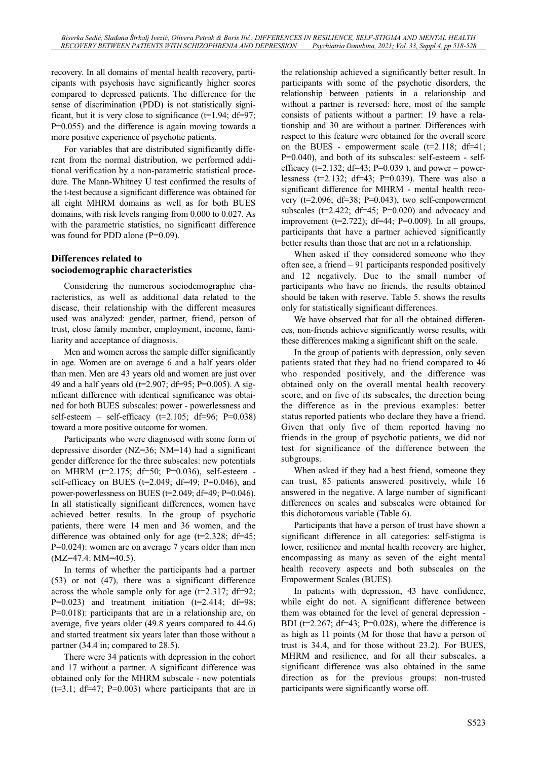recovery. In all domains of mental health recovery, participants with psychosis have significantly higher scores compared to depressed patients. The difference for the sense of discrimination (PDD) is not statistically significant, but it is very close to significance (t=1.94; df=97; P=0.055) and the difference is again moving towards a more positive experience of psychotic patients.

For variables that are distributed significantly different from the normal distribution, we performed additional verification by a non-parametric statistical procedure. The Mann-Whitney U test confirmed the results of the t-test because a significant difference was obtained for all eight MHRM domains as well as for both BUES domains, with risk levels ranging from 0.000 to 0.027. As with the parametric statistics, no significant difference was found for PDD alone (P=0.09).

## Differences related to sociodemographic characteristics

Considering the numerous sociodemographic characteristics, as well as additional data related to the disease, their relationship with the different measures used was analyzed: gender, partner, friend, person of trust, close family member, employment, income, familiarity and acceptance of diagnosis.

Men and women across the sample differ significantly in age. Women are on average 6 and a half years older than men. Men are 43 years old and women are just over 49 and a half years old (t=2.907; df=95; P=0.005). A significant difference with identical significance was obtained for both BUES subscales: power - powerlessness and self-esteem – self-efficacy (t=2.105; df=96; P=0.038) toward a more positive outcome for women.

Participants who were diagnosed with some form of depressive disorder (NZ=36; NM=14) had a significant gender difference for the three subscales: new potentials on MHRM (t=2.175; df=50; P=0.036), self-esteem - self-efficacy on BUES (t=2.049; df=49; P=0.046), and power-powerlessness on BUES (t=2.049; df=49; P=0.046). In all statistically significant differences, women have achieved better results. In the group of psychotic patients, there were 14 men and 36 women, and the difference was obtained only for age (t=2.328; df=45; P=0.024): women are on average 7 years older than men (MZ=47.4: MM=40.5).

In terms of whether the participants had a partner (53) or not (47), there was a significant difference across the whole sample only for age (t=2.317; df=92; P=0.023) and treatment initiation (t=2.414; df=98; P=0.018): participants that are in a relationship are, on average, five years older (49.8 years compared to 44.6) and started treatment six years later than those without a partner (34.4 in; compared to 28.5).

There were 34 patients with depression in the cohort and 17 without a partner. A significant difference was obtained only for the MHRM subscale - new potentials (t=3.1; df=47; P=0.003) where participants that are in the relationship achieved a significantly better result. In participants with some of the psychotic disorders, the relationship between patients in a relationship and without a partner is reversed: here, most of the sample consists of patients without a partner: 19 have a relationship and 30 are without a partner. Differences with respect to this feature were obtained for the overall score on the BUES - empowerment scale (t=2.118; df=41; P=0.040), and both of its subscales: self-esteem - self-efficacy (t=2.132; df=43; P=0.039 ), and power – powerlessness (t=2.132; df=43; P=0.039). There was also a significant difference for MHRM - mental health recovery (t=2.096; df=38; P=0.043), two self-empowerment subscales (t=2.422; df=45; P=0.020) and advocacy and improvement (t=2.722); df=44; P=0.009). In all groups, participants that have a partner achieved significantly better results than those that are not in a relationship.

When asked if they considered someone who they often see, a friend – 91 participants responded positively and 12 negatively. Due to the small number of participants who have no friends, the results obtained should be taken with reserve. Table 5. shows the results only for statistically significant differences.

We have observed that for all the obtained differences, non-friends achieve significantly worse results, with these differences making a significant shift on the scale.

In the group of patients with depression, only seven patients stated that they had no friend compared to 46 who responded positively, and the difference was obtained only on the overall mental health recovery score, and on five of its subscales, the direction being the difference as in the previous examples: better status reported patients who declare they have a friend. Given that only five of them reported having no friends in the group of psychotic patients, we did not test for significance of the difference between the subgroups.

When asked if they had a best friend, someone they can trust, 85 patients answered positively, while 16 answered in the negative. A large number of significant differences on scales and subscales were obtained for this dichotomous variable (Table 6).

Participants that have a person of trust have shown a significant difference in all categories: self-stigma is lower, resilience and mental health recovery are higher, encompassing as many as seven of the eight mental health recovery aspects and both subscales on the Empowerment Scales (BUES).

In patients with depression, 43 have confidence, while eight do not. A significant difference between them was obtained for the level of general depression - BDI (t=2.267; df=43; P=0.028), where the difference is as high as 11 points (M for those that have a person of trust is 34.4, and for those without 23.2). For BUES, MHRM and resilience, and for all their subscales, a significant difference was also obtained in the same direction as for the previous groups: non-trusted participants were significantly worse off.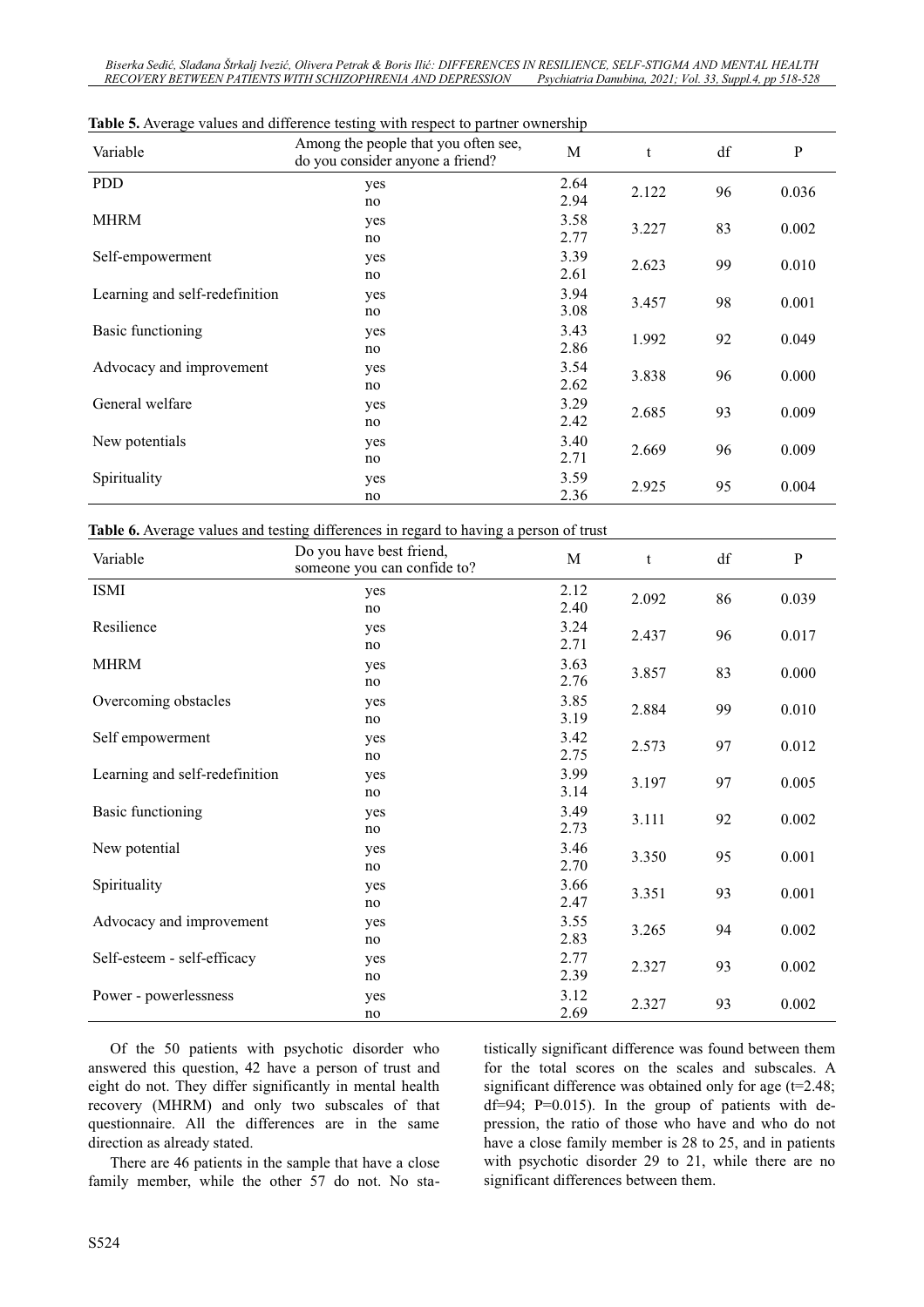**Table 5.** Average values and difference testing with respect to partner ownership

| Variable | Among the people that you often see, do you consider anyone a friend? | M | t | df | P |
|---|---|---|---|---|---|
| PDD | yes | 2.64 | 2.122 | 96 | 0.036 |
| | no | 2.94 | | | |
| MHRM | yes | 3.58 | 3.227 | 83 | 0.002 |
| | no | 2.77 | | | |
| Self-empowerment | yes | 3.39 | 2.623 | 99 | 0.010 |
| | no | 2.61 | | | |
| Learning and self-redefinition | yes | 3.94 | 3.457 | 98 | 0.001 |
| | no | 3.08 | | | |
| Basic functioning | yes | 3.43 | 1.992 | 92 | 0.049 |
| | no | 2.86 | | | |
| Advocacy and improvement | yes | 3.54 | 3.838 | 96 | 0.000 |
| | no | 2.62 | | | |
| General welfare | yes | 3.29 | 2.685 | 93 | 0.009 |
| | no | 2.42 | | | |
| New potentials | yes | 3.40 | 2.669 | 96 | 0.009 |
| | no | 2.71 | | | |
| Spirituality | yes | 3.59 | 2.925 | 95 | 0.004 |
| | no | 2.36 | | | |

**Table 6.** Average values and testing differences in regard to having a person of trust

| Variable | Do you have best friend, someone you can confide to? | M | t | df | P |
|---|---|---|---|---|---|
| ISMI | yes | 2.12 | 2.092 | 86 | 0.039 |
| | no | 2.40 | | | |
| Resilience | yes | 3.24 | 2.437 | 96 | 0.017 |
| | no | 2.71 | | | |
| MHRM | yes | 3.63 | 3.857 | 83 | 0.000 |
| | no | 2.76 | | | |
| Overcoming obstacles | yes | 3.85 | 2.884 | 99 | 0.010 |
| | no | 3.19 | | | |
| Self empowerment | yes | 3.42 | 2.573 | 97 | 0.012 |
| | no | 2.75 | | | |
| Learning and self-redefinition | yes | 3.99 | 3.197 | 97 | 0.005 |
| | no | 3.14 | | | |
| Basic functioning | yes | 3.49 | 3.111 | 92 | 0.002 |
| | no | 2.73 | | | |
| New potential | yes | 3.46 | 3.350 | 95 | 0.001 |
| | no | 2.70 | | | |
| Spirituality | yes | 3.66 | 3.351 | 93 | 0.001 |
| | no | 2.47 | | | |
| Advocacy and improvement | yes | 3.55 | 3.265 | 94 | 0.002 |
| | no | 2.83 | | | |
| Self-esteem - self-efficacy | yes | 2.77 | 2.327 | 93 | 0.002 |
| | no | 2.39 | | | |
| Power - powerlessness | yes | 3.12 | 2.327 | 93 | 0.002 |
| | no | 2.69 | | | |

Of the 50 patients with psychotic disorder who answered this question, 42 have a person of trust and eight do not. They differ significantly in mental health recovery (MHRM) and only two subscales of that questionnaire. All the differences are in the same direction as already stated.

There are 46 patients in the sample that have a close family member, while the other 57 do not. No statistically significant difference was found between them for the total scores on the scales and subscales. A significant difference was obtained only for age ($t=2.48$; $df=94$; $P=0.015$). In the group of patients with depression, the ratio of those who have and who do not have a close family member is 28 to 25, and in patients with psychotic disorder 29 to 21, while there are no significant differences between them.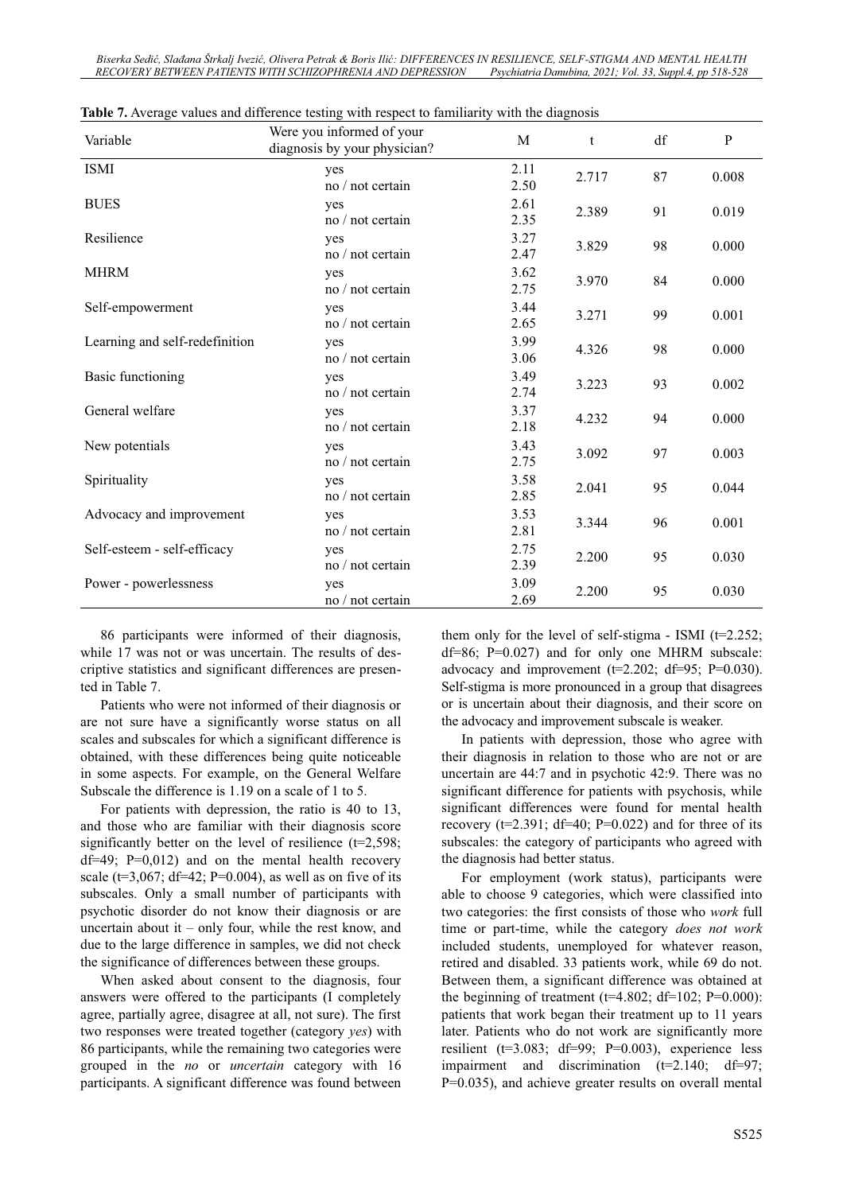**Table 7.** Average values and difference testing with respect to familiarity with the diagnosis

| Variable | Were you informed of your diagnosis by your physician? | M | t | df | P |
|---|---|---|---|---|---|
| ISMI | yes | 2.11 | 2.717 | 87 | 0.008 |
| | no / not certain | 2.50 | | | |
| BUES | yes | 2.61 | 2.389 | 91 | 0.019 |
| | no / not certain | 2.35 | | | |
| Resilience | yes | 3.27 | 3.829 | 98 | 0.000 |
| | no / not certain | 2.47 | | | |
| MHRM | yes | 3.62 | 3.970 | 84 | 0.000 |
| | no / not certain | 2.75 | | | |
| Self-empowerment | yes | 3.44 | 3.271 | 99 | 0.001 |
| | no / not certain | 2.65 | | | |
| Learning and self-redefinition | yes | 3.99 | 4.326 | 98 | 0.000 |
| | no / not certain | 3.06 | | | |
| Basic functioning | yes | 3.49 | 3.223 | 93 | 0.002 |
| | no / not certain | 2.74 | | | |
| General welfare | yes | 3.37 | 4.232 | 94 | 0.000 |
| | no / not certain | 2.18 | | | |
| New potentials | yes | 3.43 | 3.092 | 97 | 0.003 |
| | no / not certain | 2.75 | | | |
| Spirituality | yes | 3.58 | 2.041 | 95 | 0.044 |
| | no / not certain | 2.85 | | | |
| Advocacy and improvement | yes | 3.53 | 3.344 | 96 | 0.001 |
| | no / not certain | 2.81 | | | |
| Self-esteem - self-efficacy | yes | 2.75 | 2.200 | 95 | 0.030 |
| | no / not certain | 2.39 | | | |
| Power - powerlessness | yes | 3.09 | 2.200 | 95 | 0.030 |
| | no / not certain | 2.69 | | | |

86 participants were informed of their diagnosis, while 17 was not or was uncertain. The results of descriptive statistics and significant differences are presented in Table 7.

Patients who were not informed of their diagnosis or are not sure have a significantly worse status on all scales and subscales for which a significant difference is obtained, with these differences being quite noticeable in some aspects. For example, on the General Welfare Subscale the difference is 1.19 on a scale of 1 to 5.

For patients with depression, the ratio is 40 to 13, and those who are familiar with their diagnosis score significantly better on the level of resilience (t=2,598; df=49; P=0,012) and on the mental health recovery scale (t=3,067; df=42; P=0.004), as well as on five of its subscales. Only a small number of participants with psychotic disorder do not know their diagnosis or are uncertain about it – only four, while the rest know, and due to the large difference in samples, we did not check the significance of differences between these groups.

When asked about consent to the diagnosis, four answers were offered to the participants (I completely agree, partially agree, disagree at all, not sure). The first two responses were treated together (category *yes*) with 86 participants, while the remaining two categories were grouped in the *no* or *uncertain* category with 16 participants. A significant difference was found between them only for the level of self-stigma - ISMI (t=2.252; df=86; P=0.027) and for only one MHRM subscale: advocacy and improvement (t=2.202; df=95; P=0.030). Self-stigma is more pronounced in a group that disagrees or is uncertain about their diagnosis, and their score on the advocacy and improvement subscale is weaker.

In patients with depression, those who agree with their diagnosis in relation to those who are not or are uncertain are 44:7 and in psychotic 42:9. There was no significant difference for patients with psychosis, while significant differences were found for mental health recovery (t=2.391; df=40; P=0.022) and for three of its subscales: the category of participants who agreed with the diagnosis had better status.

For employment (work status), participants were able to choose 9 categories, which were classified into two categories: the first consists of those who *work* full time or part-time, while the category *does not work* included students, unemployed for whatever reason, retired and disabled. 33 patients work, while 69 do not. Between them, a significant difference was obtained at the beginning of treatment (t=4.802; df=102; P=0.000): patients that work began their treatment up to 11 years later. Patients who do not work are significantly more resilient (t=3.083; df=99; P=0.003), experience less impairment and discrimination (t=2.140; df=97; P=0.035), and achieve greater results on overall mental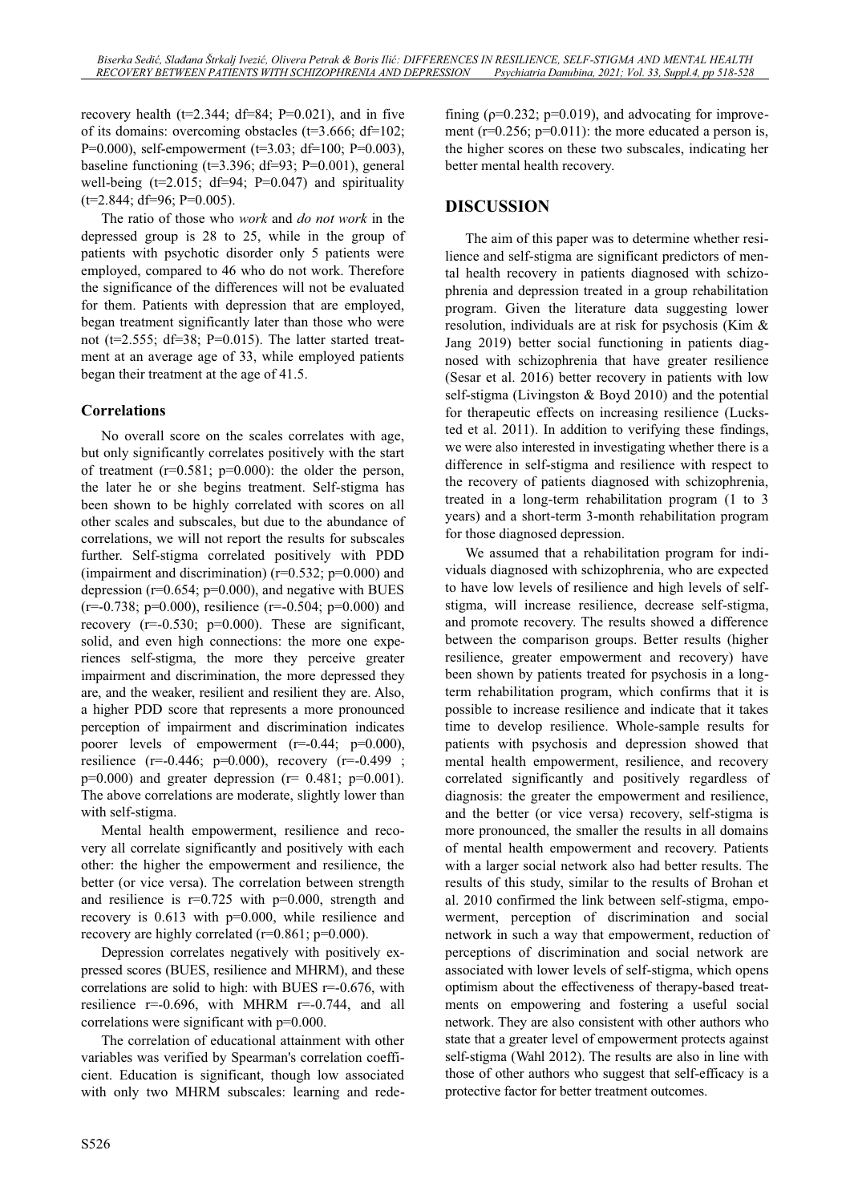recovery health ($t=2.344$; $df=84$; $P=0.021$), and in five of its domains: overcoming obstacles ($t=3.666$; $df=102$; $P=0.000$), self-empowerment ($t=3.03$; $df=100$; $P=0.003$), baseline functioning ($t=3.396$; $df=93$; $P=0.001$), general well-being ($t=2.015$; $df=94$; $P=0.047$) and spirituality ($t=2.844$; $df=96$; $P=0.005$).

The ratio of those who *work* and *do not work* in the depressed group is 28 to 25, while in the group of patients with psychotic disorder only 5 patients were employed, compared to 46 who do not work. Therefore the significance of the differences will not be evaluated for them. Patients with depression that are employed, began treatment significantly later than those who were not ($t=2.555$; $df=38$; $P=0.015$). The latter started treatment at an average age of 33, while employed patients began their treatment at the age of 41.5.

### Correlations

No overall score on the scales correlates with age, but only significantly correlates positively with the start of treatment ($r=0.581$; $p=0.000$): the older the person, the later he or she begins treatment. Self-stigma has been shown to be highly correlated with scores on all other scales and subscales, but due to the abundance of correlations, we will not report the results for subscales further. Self-stigma correlated positively with PDD (impairment and discrimination) ($r=0.532$; $p=0.000$) and depression ($r=0.654$; $p=0.000$), and negative with BUES ($r=-0.738$; $p=0.000$), resilience ($r=-0.504$; $p=0.000$) and recovery ($r=-0.530$; $p=0.000$). These are significant, solid, and even high connections: the more one experiences self-stigma, the more they perceive greater impairment and discrimination, the more depressed they are, and the weaker, resilient and resilient they are. Also, a higher PDD score that represents a more pronounced perception of impairment and discrimination indicates poorer levels of empowerment ($r=-0.44$; $p=0.000$), resilience ($r=-0.446$; $p=0.000$), recovery ($r=-0.499$ ; $p=0.000$) and greater depression ($r= 0.481$; $p=0.001$). The above correlations are moderate, slightly lower than with self-stigma.

Mental health empowerment, resilience and recovery all correlate significantly and positively with each other: the higher the empowerment and resilience, the better (or vice versa). The correlation between strength and resilience is $r=0.725$ with $p=0.000$, strength and recovery is 0.613 with $p=0.000$, while resilience and recovery are highly correlated ($r=0.861$; $p=0.000$).

Depression correlates negatively with positively expressed scores (BUES, resilience and MHRM), and these correlations are solid to high: with BUES $r=-0.676$, with resilience $r=-0.696$, with MHRM $r=-0.744$, and all correlations were significant with $p=0.000$.

The correlation of educational attainment with other variables was verified by Spearman's correlation coefficient. Education is significant, though low associated with only two MHRM subscales: learning and redefining ($\rho=0.232$; $p=0.019$), and advocating for improvement ($r=0.256$; $p=0.011$): the more educated a person is, the higher scores on these two subscales, indicating her better mental health recovery.

## DISCUSSION

The aim of this paper was to determine whether resilience and self-stigma are significant predictors of mental health recovery in patients diagnosed with schizophrenia and depression treated in a group rehabilitation program. Given the literature data suggesting lower resolution, individuals are at risk for psychosis (Kim & Jang 2019) better social functioning in patients diagnosed with schizophrenia that have greater resilience (Sesar et al. 2016) better recovery in patients with low self-stigma (Livingston & Boyd 2010) and the potential for therapeutic effects on increasing resilience (Lucksted et al. 2011). In addition to verifying these findings, we were also interested in investigating whether there is a difference in self-stigma and resilience with respect to the recovery of patients diagnosed with schizophrenia, treated in a long-term rehabilitation program (1 to 3 years) and a short-term 3-month rehabilitation program for those diagnosed depression.

We assumed that a rehabilitation program for individuals diagnosed with schizophrenia, who are expected to have low levels of resilience and high levels of self-stigma, will increase resilience, decrease self-stigma, and promote recovery. The results showed a difference between the comparison groups. Better results (higher resilience, greater empowerment and recovery) have been shown by patients treated for psychosis in a long-term rehabilitation program, which confirms that it is possible to increase resilience and indicate that it takes time to develop resilience. Whole-sample results for patients with psychosis and depression showed that mental health empowerment, resilience, and recovery correlated significantly and positively regardless of diagnosis: the greater the empowerment and resilience, and the better (or vice versa) recovery, self-stigma is more pronounced, the smaller the results in all domains of mental health empowerment and recovery. Patients with a larger social network also had better results. The results of this study, similar to the results of Brohan et al. 2010 confirmed the link between self-stigma, empowerment, perception of discrimination and social network in such a way that empowerment, reduction of perceptions of discrimination and social network are associated with lower levels of self-stigma, which opens optimism about the effectiveness of therapy-based treatments on empowering and fostering a useful social network. They are also consistent with other authors who state that a greater level of empowerment protects against self-stigma (Wahl 2012). The results are also in line with those of other authors who suggest that self-efficacy is a protective factor for better treatment outcomes.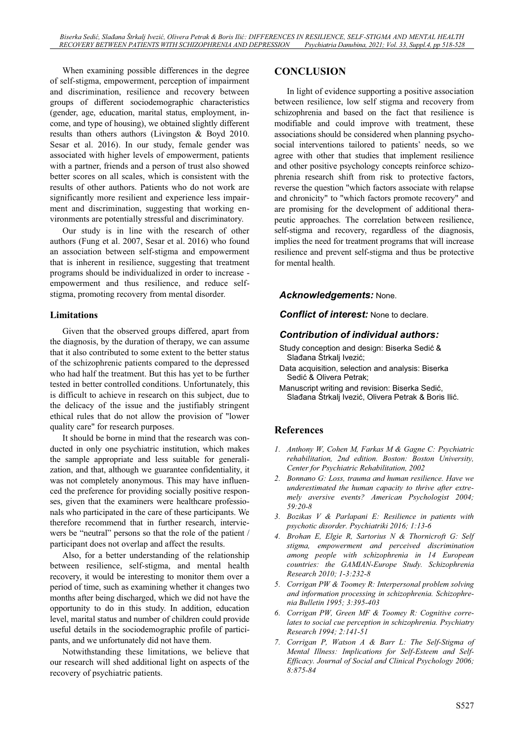When examining possible differences in the degree of self-stigma, empowerment, perception of impairment and discrimination, resilience and recovery between groups of different sociodemographic characteristics (gender, age, education, marital status, employment, income, and type of housing), we obtained slightly different results than others authors (Livingston & Boyd 2010. Sesar et al. 2016). In our study, female gender was associated with higher levels of empowerment, patients with a partner, friends and a person of trust also showed better scores on all scales, which is consistent with the results of other authors. Patients who do not work are significantly more resilient and experience less impairment and discrimination, suggesting that working environments are potentially stressful and discriminatory.

Our study is in line with the research of other authors (Fung et al. 2007, Sesar et al. 2016) who found an association between self-stigma and empowerment that is inherent in resilience, suggesting that treatment programs should be individualized in order to increase - empowerment and thus resilience, and reduce self-stigma, promoting recovery from mental disorder.

### Limitations

Given that the observed groups differed, apart from the diagnosis, by the duration of therapy, we can assume that it also contributed to some extent to the better status of the schizophrenic patients compared to the depressed who had half the treatment. But this has yet to be further tested in better controlled conditions. Unfortunately, this is difficult to achieve in research on this subject, due to the delicacy of the issue and the justifiably stringent ethical rules that do not allow the provision of "lower quality care" for research purposes.

It should be borne in mind that the research was conducted in only one psychiatric institution, which makes the sample appropriate and less suitable for generalization, and that, although we guarantee confidentiality, it was not completely anonymous. This may have influenced the preference for providing socially positive responses, given that the examiners were healthcare professionals who participated in the care of these participants. We therefore recommend that in further research, interviewers be "neutral" persons so that the role of the patient / participant does not overlap and affect the results.

Also, for a better understanding of the relationship between resilience, self-stigma, and mental health recovery, it would be interesting to monitor them over a period of time, such as examining whether it changes two months after being discharged, which we did not have the opportunity to do in this study. In addition, education level, marital status and number of children could provide useful details in the sociodemographic profile of participants, and we unfortunately did not have them.

Notwithstanding these limitations, we believe that our research will shed additional light on aspects of the recovery of psychiatric patients.

## CONCLUSION

In light of evidence supporting a positive association between resilience, low self stigma and recovery from schizophrenia and based on the fact that resilience is modifiable and could improve with treatment, these associations should be considered when planning psychosocial interventions tailored to patients' needs, so we agree with other that studies that implement resilience and other positive psychology concepts reinforce schizophrenia research shift from risk to protective factors, reverse the question "which factors associate with relapse and chronicity" to "which factors promote recovery" and are promising for the development of additional therapeutic approaches. The correlation between resilience, self-stigma and recovery, regardless of the diagnosis, implies the need for treatment programs that will increase resilience and prevent self-stigma and thus be protective for mental health.

***Acknowledgements:*** None.

***Conflict of interest:*** None to declare.

***Contribution of individual authors:***

Study conception and design: Biserka Sedić & Slađana Štrkalj Ivezić;

Data acquisition, selection and analysis: Biserka Sedić & Olivera Petrak;

Manuscript writing and revision: Biserka Sedić, Slađana Štrkalj Ivezić, Olivera Petrak & Boris Ilić.

## References

1. *Anthony W, Cohen M, Farkas M & Gagne C: Psychiatric rehabilitation, 2nd edition. Boston: Boston University, Center for Psychiatric Rehabilitation, 2002*
2. *Bonnano G: Loss, trauma and human resilience. Have we underestimated the human capacity to thrive after extremely aversive events? American Psychologist 2004; 59:20-8*
3. *Bozikas V & Parlapani E: Resilience in patients with psychotic disorder. Psychiatriki 2016; 1:13-6*
4. *Brohan E, Elgie R, Sartorius N & Thornicroft G: Self stigma, empowerment and perceived discrimination among people with schizophrenia in 14 European countries: the GAMIAN-Europe Study. Schizophrenia Research 2010; 1-3:232-8*
5. *Corrigan PW & Toomey R: Interpersonal problem solving and information processing in schizophrenia. Schizophrenia Bulletin 1995; 3:395-403*
6. *Corrigan PW, Green MF & Toomey R: Cognitive correlates to social cue perception in schizophrenia. Psychiatry Research 1994; 2:141-51*
7. *Corrigan P, Watson A & Barr L: The Self-Stigma of Mental Illness: Implications for Self-Esteem and Self-Efficacy. Journal of Social and Clinical Psychology 2006; 8:875-84*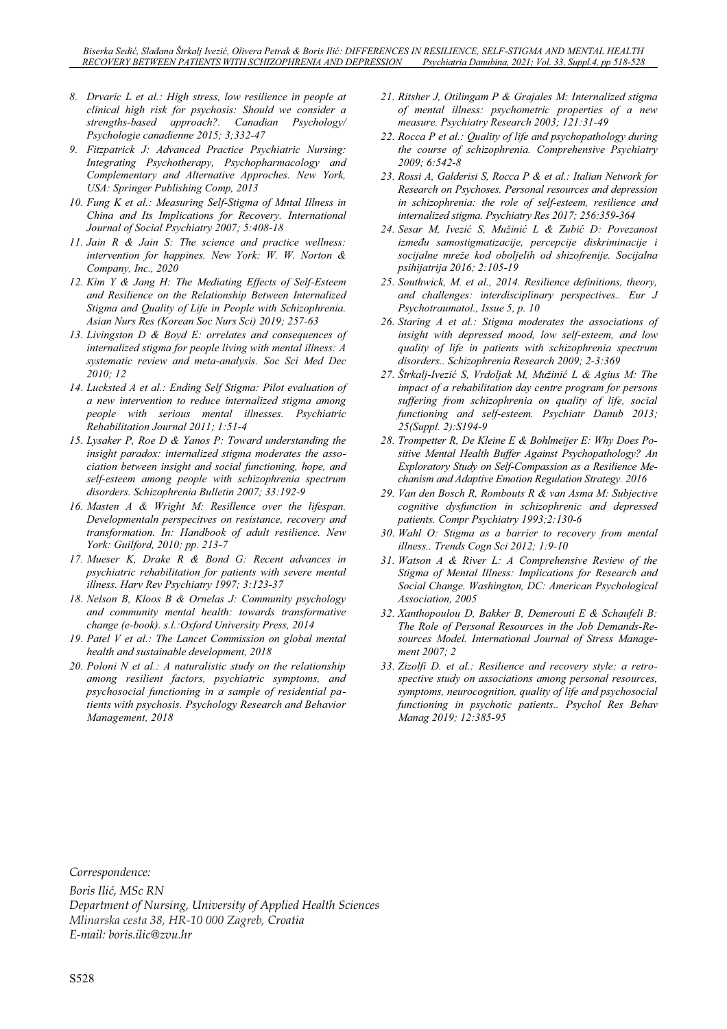8. Drvaric L et al.: High stress, low resilience in people at clinical high risk for psychosis: Should we consider a strengths-based approach?. Canadian Psychology/ Psychologie canadienne 2015; 3;332-47
9. Fitzpatrick J: Advanced Practice Psychiatric Nursing: Integrating Psychotherapy, Psychopharmacology and Complementary and Alternative Approches. New York, USA: Springer Publishing Comp, 2013
10. Fung K et al.: Measuring Self-Stigma of Mntal Illness in China and Its Implications for Recovery. International Journal of Social Psychiatry 2007; 5:408-18
11. Jain R & Jain S: The science and practice wellness: intervention for happines. New York: W. W. Norton & Company, Inc., 2020
12. Kim Y & Jang H: The Mediating Effects of Self-Esteem and Resilience on the Relationship Between Internalized Stigma and Quality of Life in People with Schizophrenia. Asian Nurs Res (Korean Soc Nurs Sci) 2019; 257-63
13. Livingston D & Boyd E: orrelates and consequences of internalized stigma for people living with mental illness: A systematic review and meta-analysis. Soc Sci Med Dec 2010; 12
14. Lucksted A et al.: Ending Self Stigma: Pilot evaluation of a new intervention to reduce internalized stigma among people with serious mental illnesses. Psychiatric Rehabilitation Journal 2011; 1:51-4
15. Lysaker P, Roe D & Yanos P: Toward understanding the insight paradox: internalized stigma moderates the association between insight and social functioning, hope, and self-esteem among people with schizophrenia spectrum disorders. Schizophrenia Bulletin 2007; 33:192-9
16. Masten A & Wright M: Resillence over the lifespan. Developmentaln perspecitves on resistance, recovery and transformation. In: Handbook of adult resilience. New York: Guilford, 2010; pp. 213-7
17. Mueser K, Drake R & Bond G: Recent advances in psychiatric rehabilitation for patients with severe mental illness. Harv Rev Psychiatry 1997; 3:123-37
18. Nelson B, Kloos B & Ornelas J: Community psychology and community mental health: towards transformative change (e-book). s.l.:Oxford University Press, 2014
19. Patel V et al.: The Lancet Commission on global mental health and sustainable development, 2018
20. Poloni N et al.: A naturalistic study on the relationship among resilient factors, psychiatric symptoms, and psychosocial functioning in a sample of residential patients with psychosis. Psychology Research and Behavior Management, 2018
21. Ritsher J, Otilingam P & Grajales M: Internalized stigma of mental illness: psychometric properties of a new measure. Psychiatry Research 2003; 121:31-49
22. Rocca P et al.: Quality of life and psychopathology during the course of schizophrenia. Comprehensive Psychiatry 2009; 6:542-8
23. Rossi A, Galderisi S, Rocca P & et al.: Italian Network for Research on Psychoses. Personal resources and depression in schizophrenia: the role of self-esteem, resilience and internalized stigma. Psychiatry Res 2017; 256:359-364
24. Sesar M, Ivezić S, Mužinić L & Zubić D: Povezanost između samostigmatizacije, percepcije diskriminacije i socijalne mreže kod oboljelih od shizofrenije. Socijalna psihijatrija 2016; 2:105-19
25. Southwick, M. et al., 2014. Resilience definitions, theory, and challenges: interdisciplinary perspectives.. Eur J Psychotraumatol., Issue 5, p. 10
26. Staring A et al.: Stigma moderates the associations of insight with depressed mood, low self-esteem, and low quality of life in patients with schizophrenia spectrum disorders.. Schizophrenia Research 2009; 2-3:369
27. Štrkalj-Ivezić S, Vrdoljak M, Mužinić L & Agius M: The impact of a rehabilitation day centre program for persons suffering from schizophrenia on quality of life, social functioning and self-esteem. Psychiatr Danub 2013; 25(Suppl. 2):S194-9
28. Trompetter R, De Kleine E & Bohlmeijer E: Why Does Positive Mental Health Buffer Against Psychopathology? An Exploratory Study on Self-Compassion as a Resilience Mechanism and Adaptive Emotion Regulation Strategy. 2016
29. Van den Bosch R, Rombouts R & van Asma M: Subjective cognitive dysfunction in schizophrenic and depressed patients. Compr Psychiatry 1993;2:130-6
30. Wahl O: Stigma as a barrier to recovery from mental illness.. Trends Cogn Sci 2012; 1:9-10
31. Watson A & River L: A Comprehensive Review of the Stigma of Mental Illness: Implications for Research and Social Change. Washington, DC: American Psychological Association, 2005
32. Xanthopoulou D, Bakker B, Demerouti E & Schaufeli B: The Role of Personal Resources in the Job Demands-Resources Model. International Journal of Stress Management 2007; 2
33. Zizolfi D. et al.: Resilience and recovery style: a retrospective study on associations among personal resources, symptoms, neurocognition, quality of life and psychosocial functioning in psychotic patients.. Psychol Res Behav Manag 2019; 12:385-95

*Correspondence:*
*Boris Ilić, MSc RN*
*Department of Nursing, University of Applied Health Sciences*
*Mlinarska cesta 38, HR-10 000 Zagreb, Croatia*
*E-mail: boris.ilic@zvu.hr*